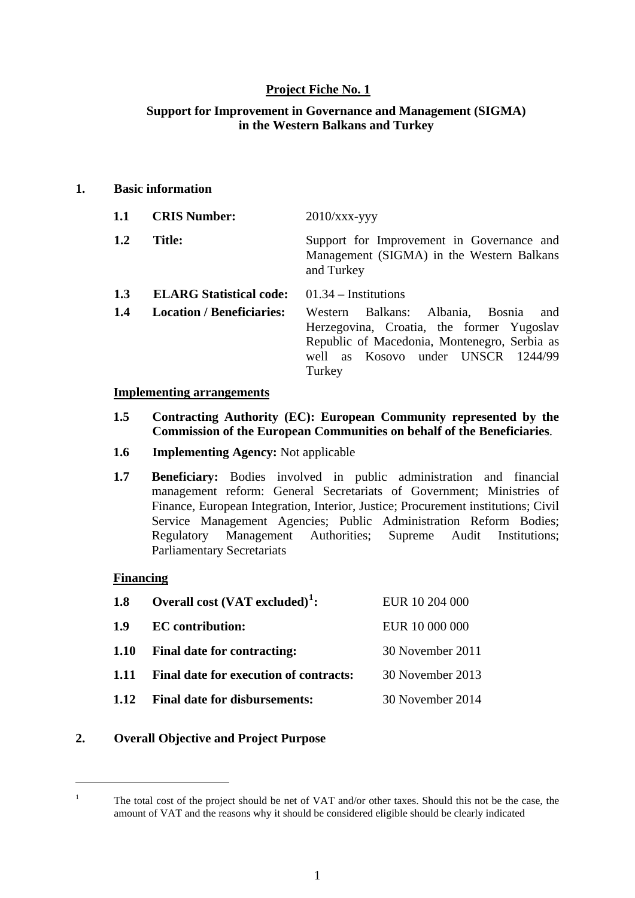**Project Fiche No. 1**

**Support for Improvement in Governance and Management (SIGMA) in the Western Balkans and Turkey**

## 1. Basic information

**1.1 CRIS Number:** 2010/xxx-yyy

**1.2 Title:** Support for Improvement in Governance and Management (SIGMA) in the Western Balkans and Turkey

**1.3 ELARG Statistical code:** 01.34 – Institutions

**1.4 Location / Beneficiaries:** Western Balkans: Albania, Bosnia and Herzegovina, Croatia, the former Yugoslav Republic of Macedonia, Montenegro, Serbia as well as Kosovo under UNSCR 1244/99 Turkey

**Implementing arrangements**

**1.5 Contracting Authority (EC): European Community represented by the Commission of the European Communities on behalf of the Beneficiaries**.

**1.6 Implementing Agency:** Not applicable

**1.7 Beneficiary:** Bodies involved in public administration and financial management reform: General Secretariats of Government; Ministries of Finance, European Integration, Interior, Justice; Procurement institutions; Civil Service Management Agencies; Public Administration Reform Bodies; Regulatory Management Authorities; Supreme Audit Institutions; Parliamentary Secretariats

**Financing**

**1.8 Overall cost (VAT excluded)[1]:** EUR 10 204 000

**1.9 EC contribution:** EUR 10 000 000

**1.10 Final date for contracting:** 30 November 2011

**1.11 Final date for execution of contracts:** 30 November 2013

**1.12 Final date for disbursements:** 30 November 2014

## 2. Overall Objective and Project Purpose

[1] The total cost of the project should be net of VAT and/or other taxes. Should this not be the case, the amount of VAT and the reasons why it should be considered eligible should be clearly indicated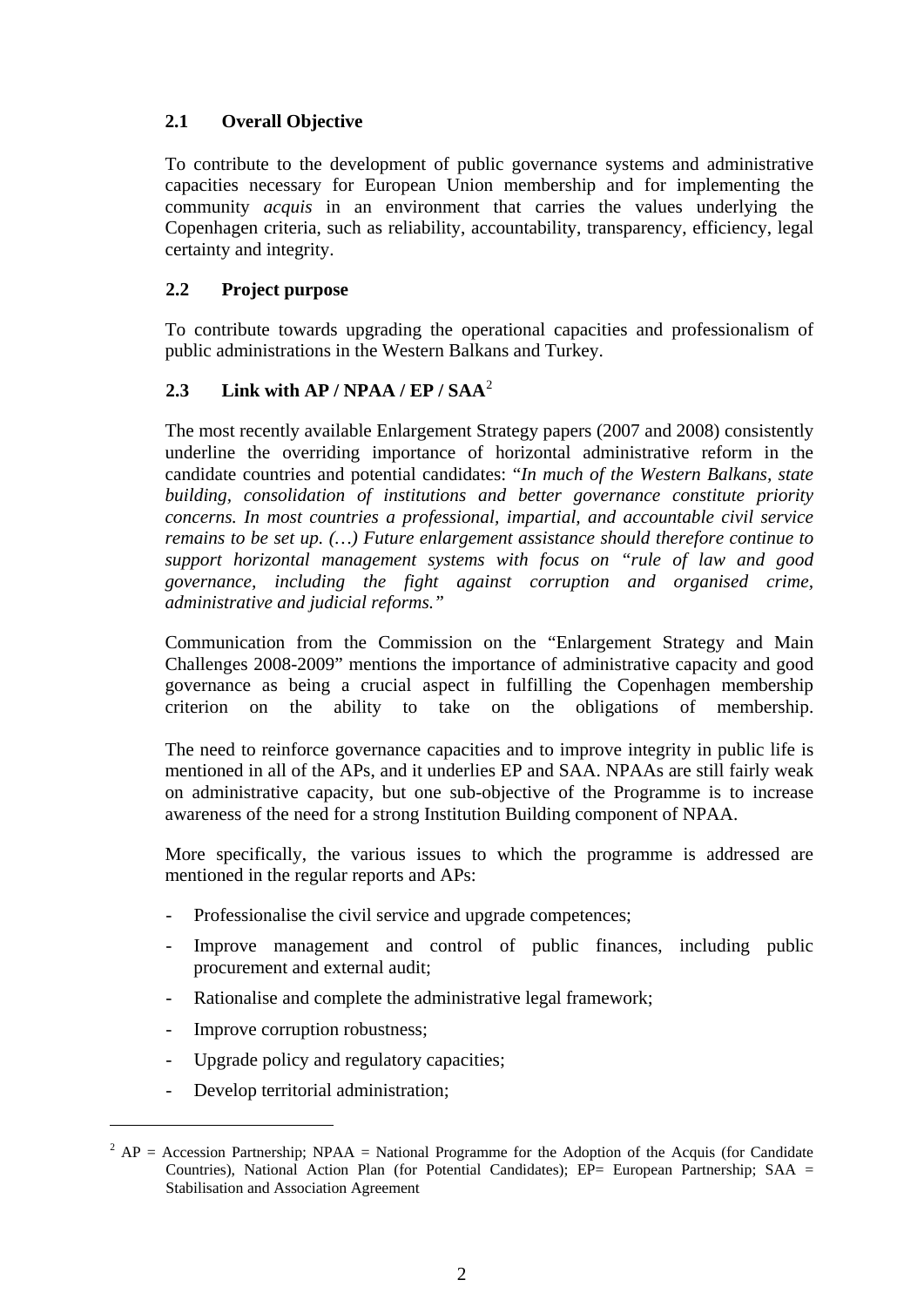## 2.1 Overall Objective

To contribute to the development of public governance systems and administrative capacities necessary for European Union membership and for implementing the community *acquis* in an environment that carries the values underlying the Copenhagen criteria, such as reliability, accountability, transparency, efficiency, legal certainty and integrity.

## 2.2 Project purpose

To contribute towards upgrading the operational capacities and professionalism of public administrations in the Western Balkans and Turkey.

## 2.3 Link with AP / NPAA / EP / SAA[2]

The most recently available Enlargement Strategy papers (2007 and 2008) consistently underline the overriding importance of horizontal administrative reform in the candidate countries and potential candidates: "*In much of the Western Balkans, state building, consolidation of institutions and better governance constitute priority concerns. In most countries a professional, impartial, and accountable civil service remains to be set up. (…) Future enlargement assistance should therefore continue to support horizontal management systems with focus on "rule of law and good governance, including the fight against corruption and organised crime, administrative and judicial reforms."*

Communication from the Commission on the "Enlargement Strategy and Main Challenges 2008-2009" mentions the importance of administrative capacity and good governance as being a crucial aspect in fulfilling the Copenhagen membership criterion on the ability to take on the obligations of membership.

The need to reinforce governance capacities and to improve integrity in public life is mentioned in all of the APs, and it underlies EP and SAA. NPAAs are still fairly weak on administrative capacity, but one sub-objective of the Programme is to increase awareness of the need for a strong Institution Building component of NPAA.

More specifically, the various issues to which the programme is addressed are mentioned in the regular reports and APs:

- Professionalise the civil service and upgrade competences;
- Improve management and control of public finances, including public procurement and external audit;
- Rationalise and complete the administrative legal framework;
- Improve corruption robustness;
- Upgrade policy and regulatory capacities;
- Develop territorial administration;

[2] AP = Accession Partnership; NPAA = National Programme for the Adoption of the Acquis (for Candidate Countries), National Action Plan (for Potential Candidates); EP= European Partnership; SAA = Stabilisation and Association Agreement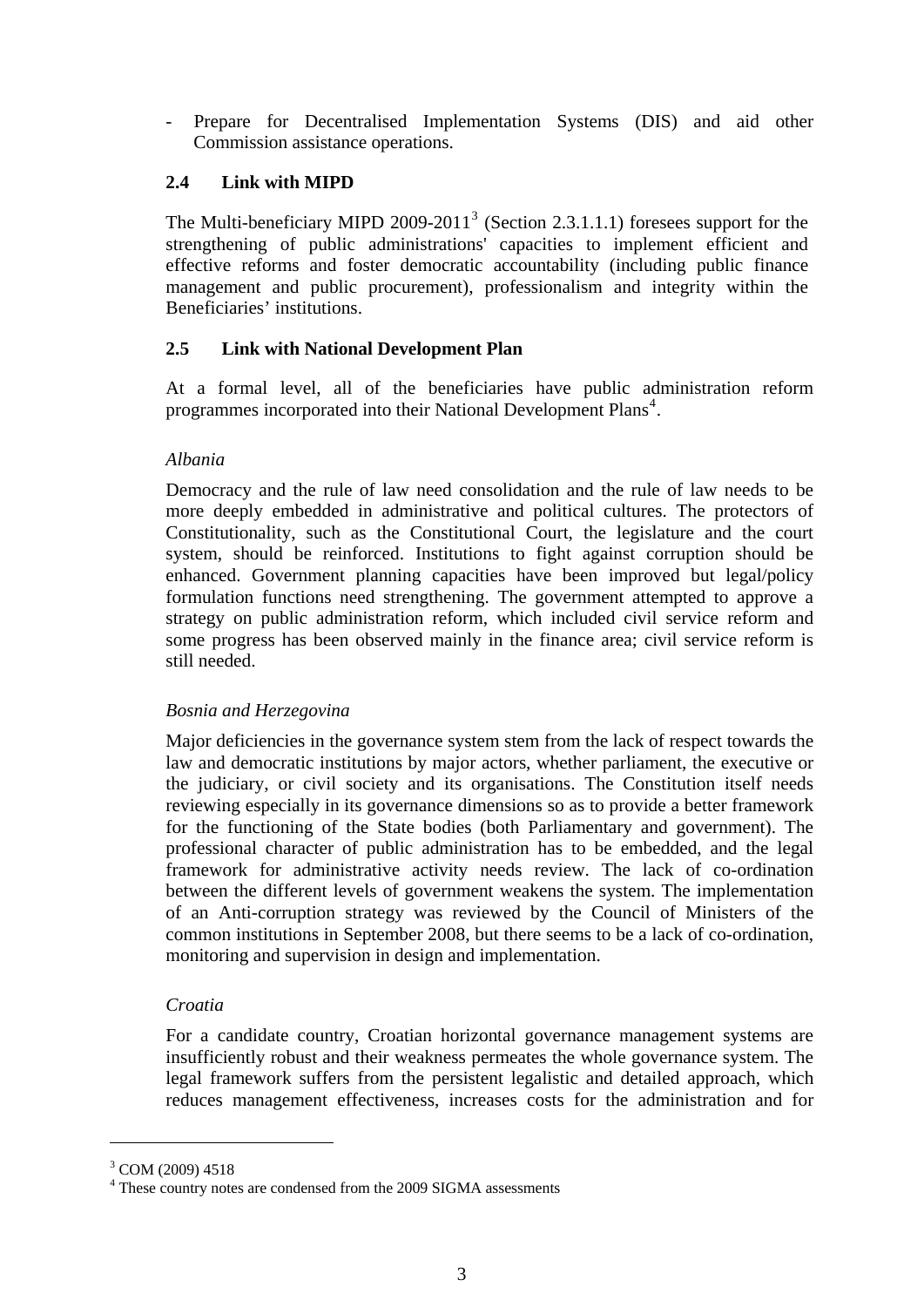- Prepare for Decentralised Implementation Systems (DIS) and aid other Commission assistance operations.

### 2.4 Link with MIPD

The Multi-beneficiary MIPD 2009-2011[3] (Section 2.3.1.1.1) foresees support for the strengthening of public administrations' capacities to implement efficient and effective reforms and foster democratic accountability (including public finance management and public procurement), professionalism and integrity within the Beneficiaries' institutions.

### 2.5 Link with National Development Plan

At a formal level, all of the beneficiaries have public administration reform programmes incorporated into their National Development Plans[4].

*Albania*

Democracy and the rule of law need consolidation and the rule of law needs to be more deeply embedded in administrative and political cultures. The protectors of Constitutionality, such as the Constitutional Court, the legislature and the court system, should be reinforced. Institutions to fight against corruption should be enhanced. Government planning capacities have been improved but legal/policy formulation functions need strengthening. The government attempted to approve a strategy on public administration reform, which included civil service reform and some progress has been observed mainly in the finance area; civil service reform is still needed.

*Bosnia and Herzegovina*

Major deficiencies in the governance system stem from the lack of respect towards the law and democratic institutions by major actors, whether parliament, the executive or the judiciary, or civil society and its organisations. The Constitution itself needs reviewing especially in its governance dimensions so as to provide a better framework for the functioning of the State bodies (both Parliamentary and government). The professional character of public administration has to be embedded, and the legal framework for administrative activity needs review. The lack of co-ordination between the different levels of government weakens the system. The implementation of an Anti-corruption strategy was reviewed by the Council of Ministers of the common institutions in September 2008, but there seems to be a lack of co-ordination, monitoring and supervision in design and implementation.

*Croatia*

For a candidate country, Croatian horizontal governance management systems are insufficiently robust and their weakness permeates the whole governance system. The legal framework suffers from the persistent legalistic and detailed approach, which reduces management effectiveness, increases costs for the administration and for

---

[3] COM (2009) 4518

[4] These country notes are condensed from the 2009 SIGMA assessments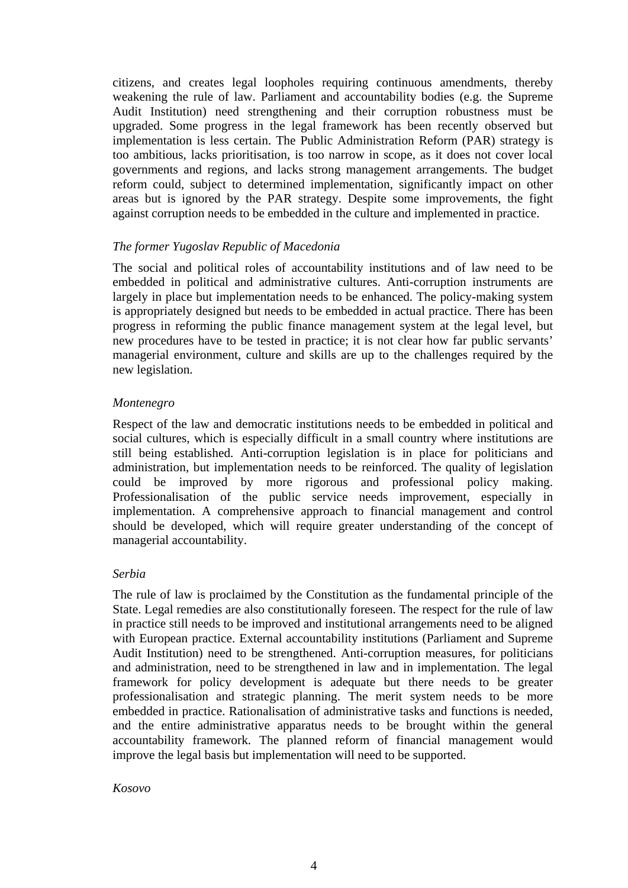citizens, and creates legal loopholes requiring continuous amendments, thereby weakening the rule of law. Parliament and accountability bodies (e.g. the Supreme Audit Institution) need strengthening and their corruption robustness must be upgraded. Some progress in the legal framework has been recently observed but implementation is less certain. The Public Administration Reform (PAR) strategy is too ambitious, lacks prioritisation, is too narrow in scope, as it does not cover local governments and regions, and lacks strong management arrangements. The budget reform could, subject to determined implementation, significantly impact on other areas but is ignored by the PAR strategy. Despite some improvements, the fight against corruption needs to be embedded in the culture and implemented in practice.

*The former Yugoslav Republic of Macedonia*

The social and political roles of accountability institutions and of law need to be embedded in political and administrative cultures. Anti-corruption instruments are largely in place but implementation needs to be enhanced. The policy-making system is appropriately designed but needs to be embedded in actual practice. There has been progress in reforming the public finance management system at the legal level, but new procedures have to be tested in practice; it is not clear how far public servants' managerial environment, culture and skills are up to the challenges required by the new legislation.

*Montenegro*

Respect of the law and democratic institutions needs to be embedded in political and social cultures, which is especially difficult in a small country where institutions are still being established. Anti-corruption legislation is in place for politicians and administration, but implementation needs to be reinforced. The quality of legislation could be improved by more rigorous and professional policy making. Professionalisation of the public service needs improvement, especially in implementation. A comprehensive approach to financial management and control should be developed, which will require greater understanding of the concept of managerial accountability.

*Serbia*

The rule of law is proclaimed by the Constitution as the fundamental principle of the State. Legal remedies are also constitutionally foreseen. The respect for the rule of law in practice still needs to be improved and institutional arrangements need to be aligned with European practice. External accountability institutions (Parliament and Supreme Audit Institution) need to be strengthened. Anti-corruption measures, for politicians and administration, need to be strengthened in law and in implementation. The legal framework for policy development is adequate but there needs to be greater professionalisation and strategic planning. The merit system needs to be more embedded in practice. Rationalisation of administrative tasks and functions is needed, and the entire administrative apparatus needs to be brought within the general accountability framework. The planned reform of financial management would improve the legal basis but implementation will need to be supported.

*Kosovo*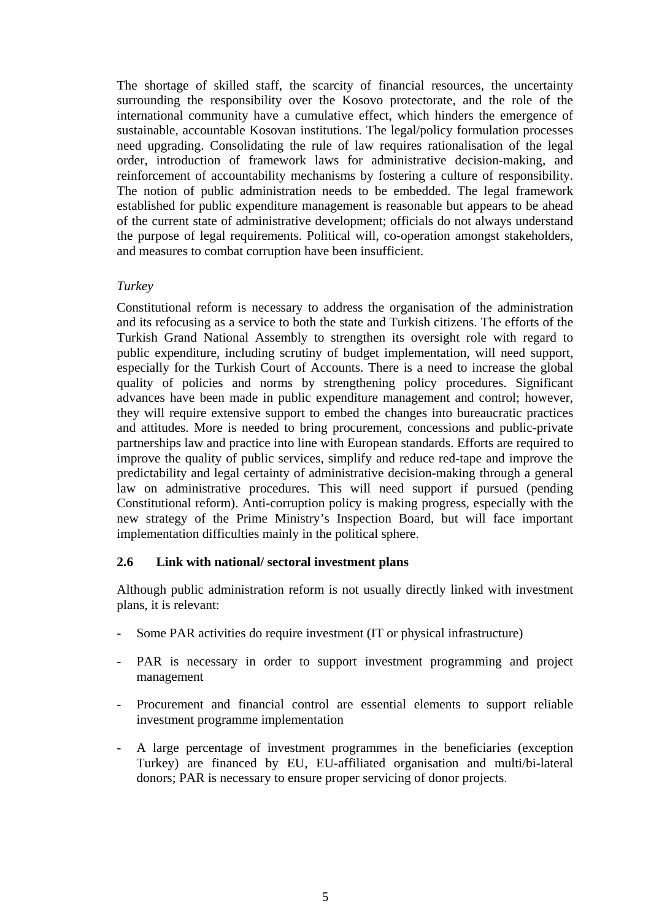The shortage of skilled staff, the scarcity of financial resources, the uncertainty surrounding the responsibility over the Kosovo protectorate, and the role of the international community have a cumulative effect, which hinders the emergence of sustainable, accountable Kosovan institutions. The legal/policy formulation processes need upgrading. Consolidating the rule of law requires rationalisation of the legal order, introduction of framework laws for administrative decision-making, and reinforcement of accountability mechanisms by fostering a culture of responsibility. The notion of public administration needs to be embedded. The legal framework established for public expenditure management is reasonable but appears to be ahead of the current state of administrative development; officials do not always understand the purpose of legal requirements. Political will, co-operation amongst stakeholders, and measures to combat corruption have been insufficient.

*Turkey*

Constitutional reform is necessary to address the organisation of the administration and its refocusing as a service to both the state and Turkish citizens. The efforts of the Turkish Grand National Assembly to strengthen its oversight role with regard to public expenditure, including scrutiny of budget implementation, will need support, especially for the Turkish Court of Accounts. There is a need to increase the global quality of policies and norms by strengthening policy procedures. Significant advances have been made in public expenditure management and control; however, they will require extensive support to embed the changes into bureaucratic practices and attitudes. More is needed to bring procurement, concessions and public-private partnerships law and practice into line with European standards. Efforts are required to improve the quality of public services, simplify and reduce red-tape and improve the predictability and legal certainty of administrative decision-making through a general law on administrative procedures. This will need support if pursued (pending Constitutional reform). Anti-corruption policy is making progress, especially with the new strategy of the Prime Ministry's Inspection Board, but will face important implementation difficulties mainly in the political sphere.

### 2.6 Link with national/ sectoral investment plans

Although public administration reform is not usually directly linked with investment plans, it is relevant:

- Some PAR activities do require investment (IT or physical infrastructure)
- PAR is necessary in order to support investment programming and project management
- Procurement and financial control are essential elements to support reliable investment programme implementation
- A large percentage of investment programmes in the beneficiaries (exception Turkey) are financed by EU, EU-affiliated organisation and multi/bi-lateral donors; PAR is necessary to ensure proper servicing of donor projects.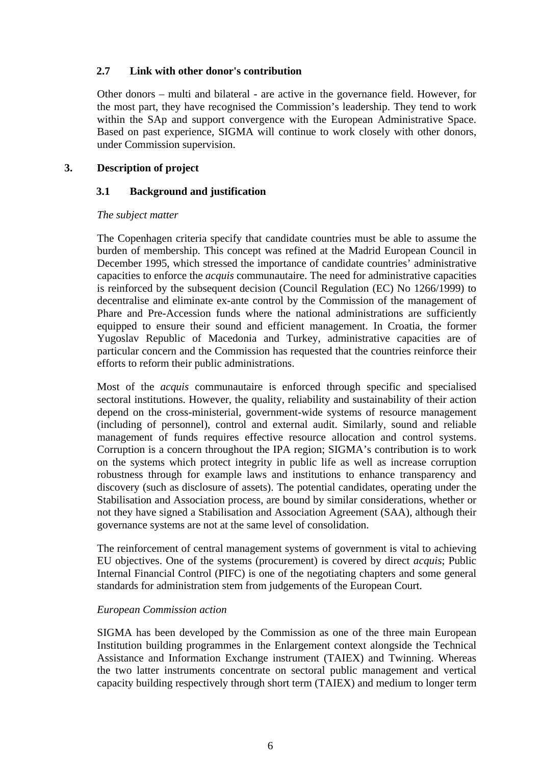### 2.7 Link with other donor's contribution

Other donors – multi and bilateral - are active in the governance field. However, for the most part, they have recognised the Commission's leadership. They tend to work within the SAp and support convergence with the European Administrative Space. Based on past experience, SIGMA will continue to work closely with other donors, under Commission supervision.

## 3. Description of project

### 3.1 Background and justification

*The subject matter*

The Copenhagen criteria specify that candidate countries must be able to assume the burden of membership. This concept was refined at the Madrid European Council in December 1995, which stressed the importance of candidate countries' administrative capacities to enforce the *acquis* communautaire. The need for administrative capacities is reinforced by the subsequent decision (Council Regulation (EC) No 1266/1999) to decentralise and eliminate ex-ante control by the Commission of the management of Phare and Pre-Accession funds where the national administrations are sufficiently equipped to ensure their sound and efficient management. In Croatia, the former Yugoslav Republic of Macedonia and Turkey, administrative capacities are of particular concern and the Commission has requested that the countries reinforce their efforts to reform their public administrations.

Most of the *acquis* communautaire is enforced through specific and specialised sectoral institutions. However, the quality, reliability and sustainability of their action depend on the cross-ministerial, government-wide systems of resource management (including of personnel), control and external audit. Similarly, sound and reliable management of funds requires effective resource allocation and control systems. Corruption is a concern throughout the IPA region; SIGMA's contribution is to work on the systems which protect integrity in public life as well as increase corruption robustness through for example laws and institutions to enhance transparency and discovery (such as disclosure of assets). The potential candidates, operating under the Stabilisation and Association process, are bound by similar considerations, whether or not they have signed a Stabilisation and Association Agreement (SAA), although their governance systems are not at the same level of consolidation.

The reinforcement of central management systems of government is vital to achieving EU objectives. One of the systems (procurement) is covered by direct *acquis*; Public Internal Financial Control (PIFC) is one of the negotiating chapters and some general standards for administration stem from judgements of the European Court.

*European Commission action*

SIGMA has been developed by the Commission as one of the three main European Institution building programmes in the Enlargement context alongside the Technical Assistance and Information Exchange instrument (TAIEX) and Twinning. Whereas the two latter instruments concentrate on sectoral public management and vertical capacity building respectively through short term (TAIEX) and medium to longer term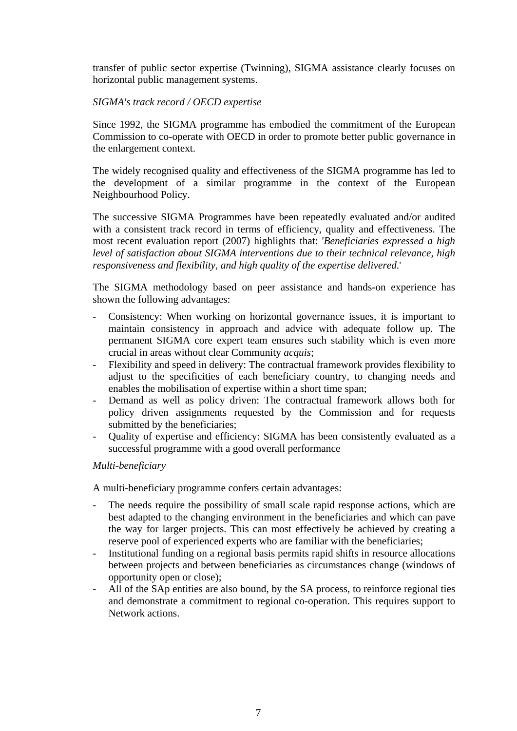transfer of public sector expertise (Twinning), SIGMA assistance clearly focuses on horizontal public management systems.

*SIGMA's track record / OECD expertise*

Since 1992, the SIGMA programme has embodied the commitment of the European Commission to co-operate with OECD in order to promote better public governance in the enlargement context.

The widely recognised quality and effectiveness of the SIGMA programme has led to the development of a similar programme in the context of the European Neighbourhood Policy.

The successive SIGMA Programmes have been repeatedly evaluated and/or audited with a consistent track record in terms of efficiency, quality and effectiveness. The most recent evaluation report (2007) highlights that: '*Beneficiaries expressed a high level of satisfaction about SIGMA interventions due to their technical relevance, high responsiveness and flexibility, and high quality of the expertise delivered*.'

The SIGMA methodology based on peer assistance and hands-on experience has shown the following advantages:

- Consistency: When working on horizontal governance issues, it is important to maintain consistency in approach and advice with adequate follow up. The permanent SIGMA core expert team ensures such stability which is even more crucial in areas without clear Community *acquis*;
- Flexibility and speed in delivery: The contractual framework provides flexibility to adjust to the specificities of each beneficiary country, to changing needs and enables the mobilisation of expertise within a short time span;
- Demand as well as policy driven: The contractual framework allows both for policy driven assignments requested by the Commission and for requests submitted by the beneficiaries;
- Quality of expertise and efficiency: SIGMA has been consistently evaluated as a successful programme with a good overall performance

*Multi-beneficiary*

A multi-beneficiary programme confers certain advantages:

- The needs require the possibility of small scale rapid response actions, which are best adapted to the changing environment in the beneficiaries and which can pave the way for larger projects. This can most effectively be achieved by creating a reserve pool of experienced experts who are familiar with the beneficiaries;
- Institutional funding on a regional basis permits rapid shifts in resource allocations between projects and between beneficiaries as circumstances change (windows of opportunity open or close);
- All of the SAp entities are also bound, by the SA process, to reinforce regional ties and demonstrate a commitment to regional co-operation. This requires support to Network actions.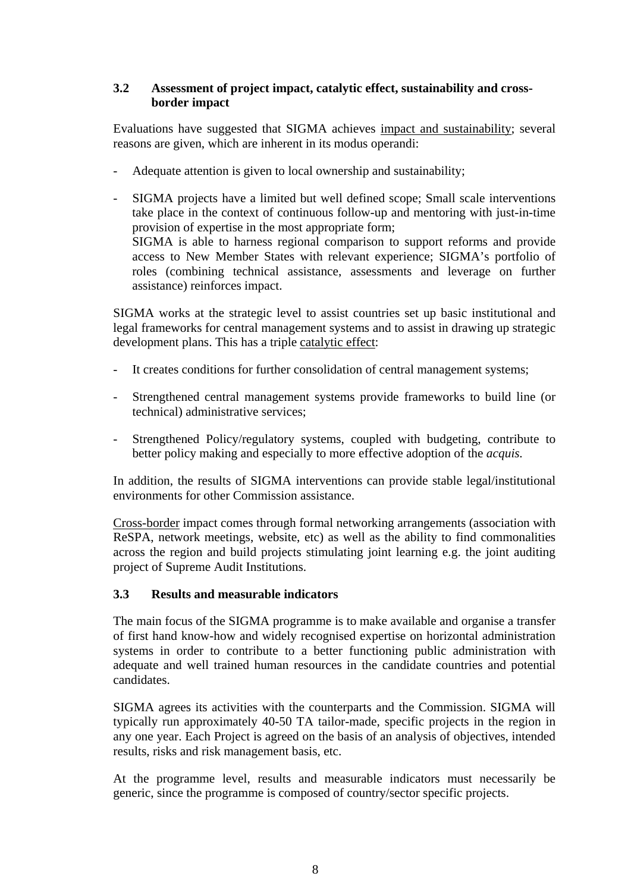### 3.2 Assessment of project impact, catalytic effect, sustainability and cross-border impact

Evaluations have suggested that SIGMA achieves impact and sustainability; several reasons are given, which are inherent in its modus operandi:

- Adequate attention is given to local ownership and sustainability;
- SIGMA projects have a limited but well defined scope; Small scale interventions take place in the context of continuous follow-up and mentoring with just-in-time provision of expertise in the most appropriate form;
  SIGMA is able to harness regional comparison to support reforms and provide access to New Member States with relevant experience; SIGMA's portfolio of roles (combining technical assistance, assessments and leverage on further assistance) reinforces impact.

SIGMA works at the strategic level to assist countries set up basic institutional and legal frameworks for central management systems and to assist in drawing up strategic development plans. This has a triple catalytic effect:

- It creates conditions for further consolidation of central management systems;
- Strengthened central management systems provide frameworks to build line (or technical) administrative services;
- Strengthened Policy/regulatory systems, coupled with budgeting, contribute to better policy making and especially to more effective adoption of the *acquis*.

In addition, the results of SIGMA interventions can provide stable legal/institutional environments for other Commission assistance.

Cross-border impact comes through formal networking arrangements (association with ReSPA, network meetings, website, etc) as well as the ability to find commonalities across the region and build projects stimulating joint learning e.g. the joint auditing project of Supreme Audit Institutions.

### 3.3 Results and measurable indicators

The main focus of the SIGMA programme is to make available and organise a transfer of first hand know-how and widely recognised expertise on horizontal administration systems in order to contribute to a better functioning public administration with adequate and well trained human resources in the candidate countries and potential candidates.

SIGMA agrees its activities with the counterparts and the Commission. SIGMA will typically run approximately 40-50 TA tailor-made, specific projects in the region in any one year. Each Project is agreed on the basis of an analysis of objectives, intended results, risks and risk management basis, etc.

At the programme level, results and measurable indicators must necessarily be generic, since the programme is composed of country/sector specific projects.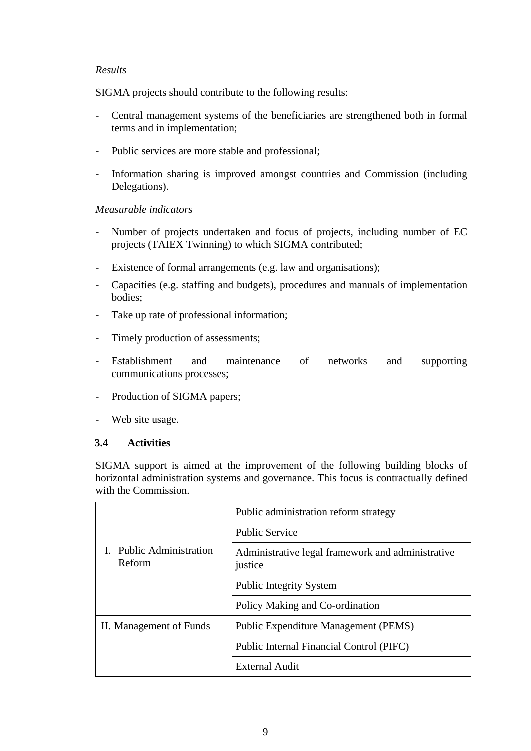*Results*

SIGMA projects should contribute to the following results:

- Central management systems of the beneficiaries are strengthened both in formal terms and in implementation;
- Public services are more stable and professional;
- Information sharing is improved amongst countries and Commission (including Delegations).

*Measurable indicators*

- Number of projects undertaken and focus of projects, including number of EC projects (TAIEX Twinning) to which SIGMA contributed;
- Existence of formal arrangements (e.g. law and organisations);
- Capacities (e.g. staffing and budgets), procedures and manuals of implementation bodies;
- Take up rate of professional information;
- Timely production of assessments;
- Establishment and maintenance of networks and supporting communications processes;
- Production of SIGMA papers;
- Web site usage.

### 3.4 Activities

SIGMA support is aimed at the improvement of the following building blocks of horizontal administration systems and governance. This focus is contractually defined with the Commission.

| | |
|---|---|
| I. Public Administration Reform | Public administration reform strategy |
| | Public Service |
| | Administrative legal framework and administrative justice |
| | Public Integrity System |
| | Policy Making and Co-ordination |
| II. Management of Funds | Public Expenditure Management (PEMS) |
| | Public Internal Financial Control (PIFC) |
| | External Audit |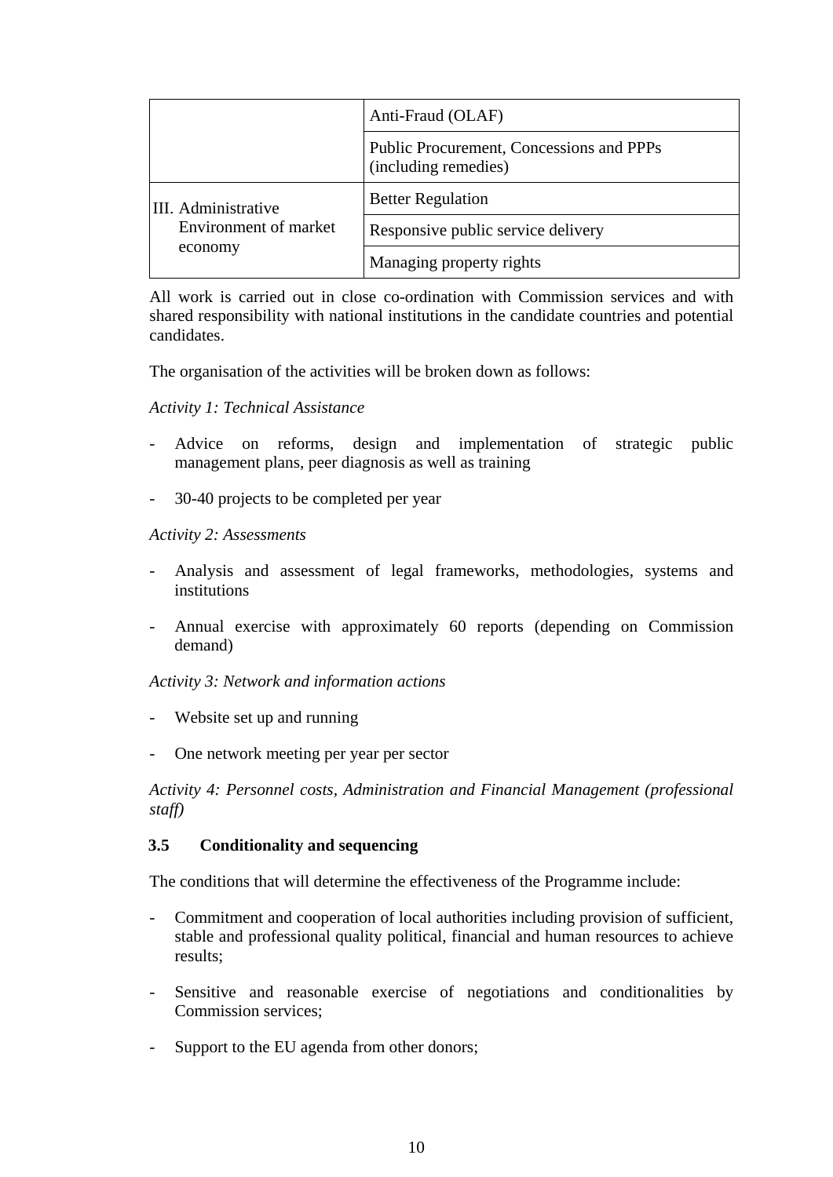| | |
|---|---|
| | Anti-Fraud (OLAF) |
| | Public Procurement, Concessions and PPPs (including remedies) |
| III. Administrative Environment of market economy | Better Regulation |
| | Responsive public service delivery |
| | Managing property rights |

All work is carried out in close co-ordination with Commission services and with shared responsibility with national institutions in the candidate countries and potential candidates.

The organisation of the activities will be broken down as follows:

*Activity 1: Technical Assistance*

- Advice on reforms, design and implementation of strategic public management plans, peer diagnosis as well as training
- 30-40 projects to be completed per year

*Activity 2: Assessments*

- Analysis and assessment of legal frameworks, methodologies, systems and institutions
- Annual exercise with approximately 60 reports (depending on Commission demand)

*Activity 3: Network and information actions*

- Website set up and running
- One network meeting per year per sector

*Activity 4: Personnel costs, Administration and Financial Management (professional staff)*

### 3.5 Conditionality and sequencing

The conditions that will determine the effectiveness of the Programme include:

- Commitment and cooperation of local authorities including provision of sufficient, stable and professional quality political, financial and human resources to achieve results;
- Sensitive and reasonable exercise of negotiations and conditionalities by Commission services;
- Support to the EU agenda from other donors;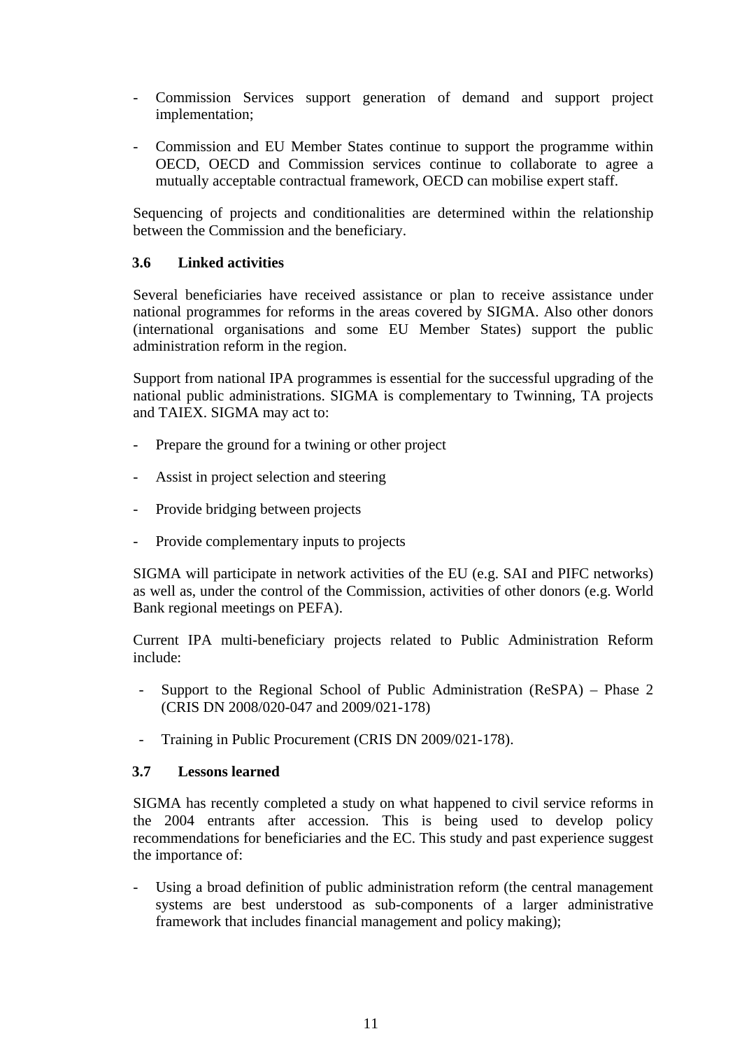- Commission Services support generation of demand and support project implementation;

- Commission and EU Member States continue to support the programme within OECD, OECD and Commission services continue to collaborate to agree a mutually acceptable contractual framework, OECD can mobilise expert staff.

Sequencing of projects and conditionalities are determined within the relationship between the Commission and the beneficiary.

### 3.6 Linked activities

Several beneficiaries have received assistance or plan to receive assistance under national programmes for reforms in the areas covered by SIGMA. Also other donors (international organisations and some EU Member States) support the public administration reform in the region.

Support from national IPA programmes is essential for the successful upgrading of the national public administrations. SIGMA is complementary to Twinning, TA projects and TAIEX. SIGMA may act to:

- Prepare the ground for a twining or other project

- Assist in project selection and steering

- Provide bridging between projects

- Provide complementary inputs to projects

SIGMA will participate in network activities of the EU (e.g. SAI and PIFC networks) as well as, under the control of the Commission, activities of other donors (e.g. World Bank regional meetings on PEFA).

Current IPA multi-beneficiary projects related to Public Administration Reform include:

- Support to the Regional School of Public Administration (ReSPA) – Phase 2 (CRIS DN 2008/020-047 and 2009/021-178)

- Training in Public Procurement (CRIS DN 2009/021-178).

### 3.7 Lessons learned

SIGMA has recently completed a study on what happened to civil service reforms in the 2004 entrants after accession. This is being used to develop policy recommendations for beneficiaries and the EC. This study and past experience suggest the importance of:

- Using a broad definition of public administration reform (the central management systems are best understood as sub-components of a larger administrative framework that includes financial management and policy making);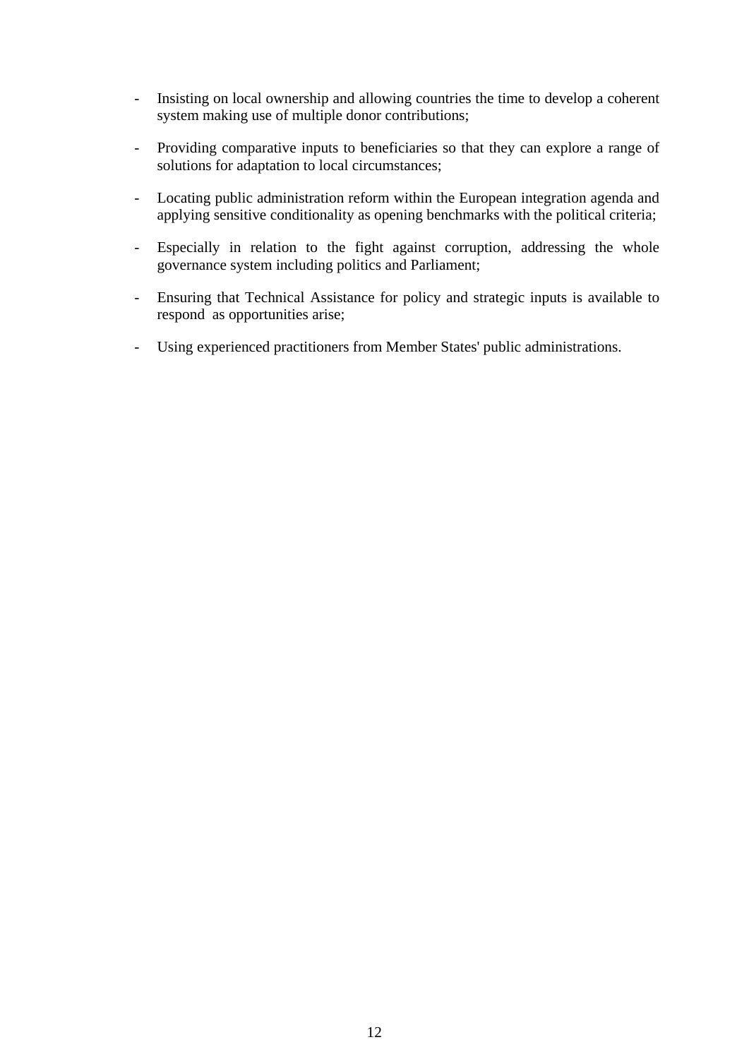- Insisting on local ownership and allowing countries the time to develop a coherent system making use of multiple donor contributions;
- Providing comparative inputs to beneficiaries so that they can explore a range of solutions for adaptation to local circumstances;
- Locating public administration reform within the European integration agenda and applying sensitive conditionality as opening benchmarks with the political criteria;
- Especially in relation to the fight against corruption, addressing the whole governance system including politics and Parliament;
- Ensuring that Technical Assistance for policy and strategic inputs is available to respond as opportunities arise;
- Using experienced practitioners from Member States' public administrations.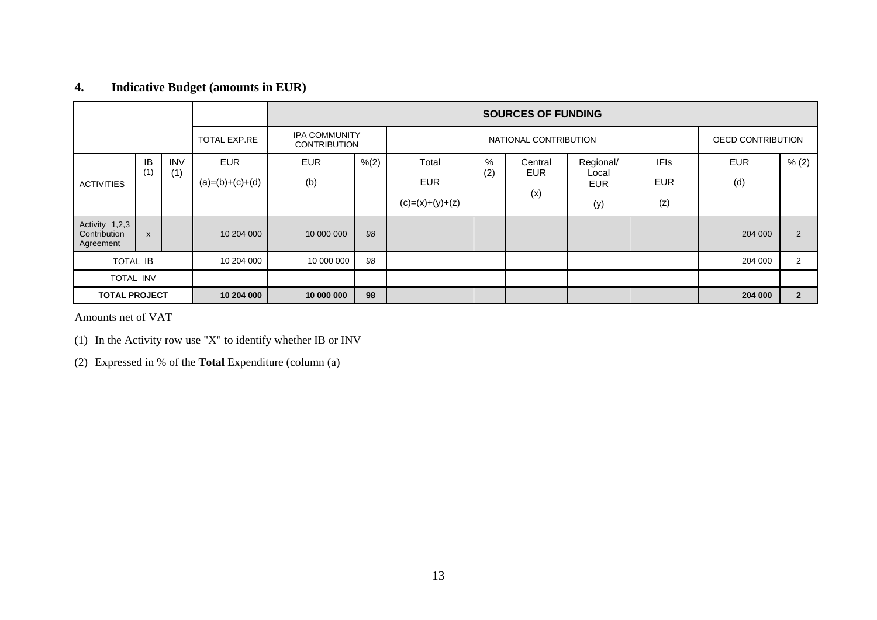## 4. Indicative Budget (amounts in EUR)

| | | | | SOURCES OF FUNDING | | | | | | | | |
|---|---|---|---|---|---|---|---|---|---|---|---|---|
| | | | TOTAL EXP.RE | IPA COMMUNITY CONTRIBUTION | | NATIONAL CONTRIBUTION | | | | | OECD CONTRIBUTION | |
| ACTIVITIES | IB (1) | INV (1) | EUR (a)=(b)+(c)+(d) | EUR (b) | %(2) | Total EUR (c)=(x)+(y)+(z) | % (2) | Central EUR (x) | Regional/ Local EUR (y) | IFIs EUR (z) | EUR (d) | % (2) |
| Activity 1,2,3 Contribution Agreement | x | | 10 204 000 | 10 000 000 | *98* | | | | | | 204 000 | 2 |
| TOTAL IB | | | 10 204 000 | 10 000 000 | *98* | | | | | | 204 000 | 2 |
| TOTAL INV | | | | | | | | | | | | |
| **TOTAL PROJECT** | | | **10 204 000** | **10 000 000** | **98** | | | | | | **204 000** | **2** |

Amounts net of VAT

(1) In the Activity row use "X" to identify whether IB or INV

(2) Expressed in % of the **Total** Expenditure (column (a)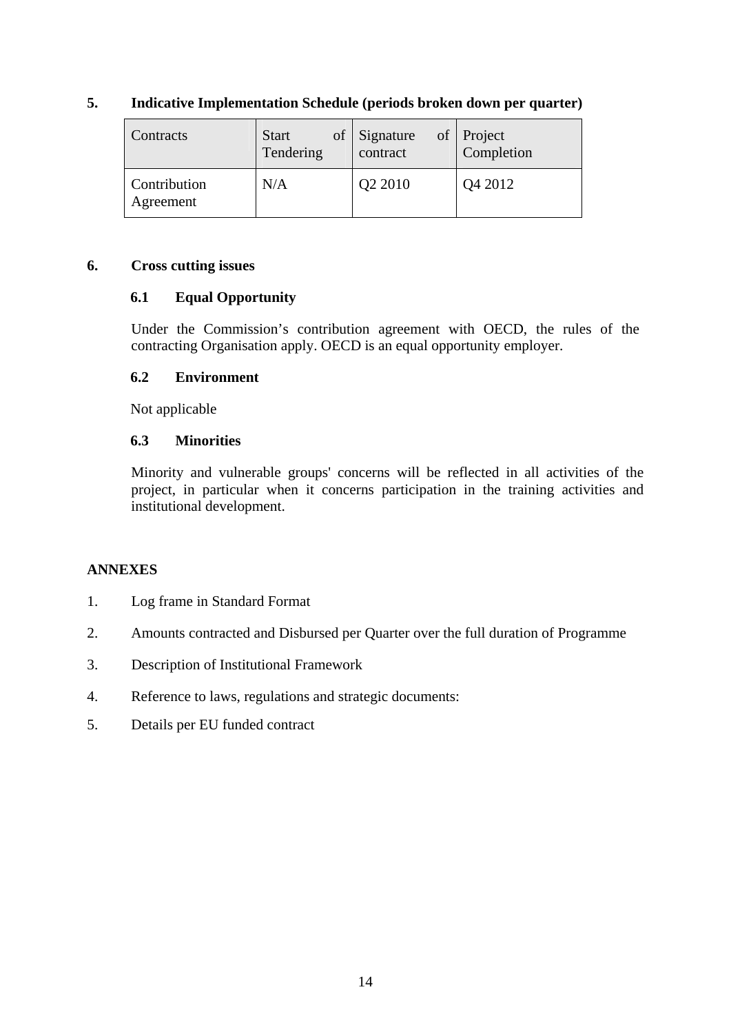## 5. Indicative Implementation Schedule (periods broken down per quarter)

| Contracts | Start of Tendering | Signature of contract | Project Completion |
|---|---|---|---|
| Contribution Agreement | N/A | Q2 2010 | Q4 2012 |

## 6. Cross cutting issues

### 6.1 Equal Opportunity

Under the Commission's contribution agreement with OECD, the rules of the contracting Organisation apply. OECD is an equal opportunity employer.

### 6.2 Environment

Not applicable

### 6.3 Minorities

Minority and vulnerable groups' concerns will be reflected in all activities of the project, in particular when it concerns participation in the training activities and institutional development.

## ANNEXES

1. Log frame in Standard Format
2. Amounts contracted and Disbursed per Quarter over the full duration of Programme
3. Description of Institutional Framework
4. Reference to laws, regulations and strategic documents:
5. Details per EU funded contract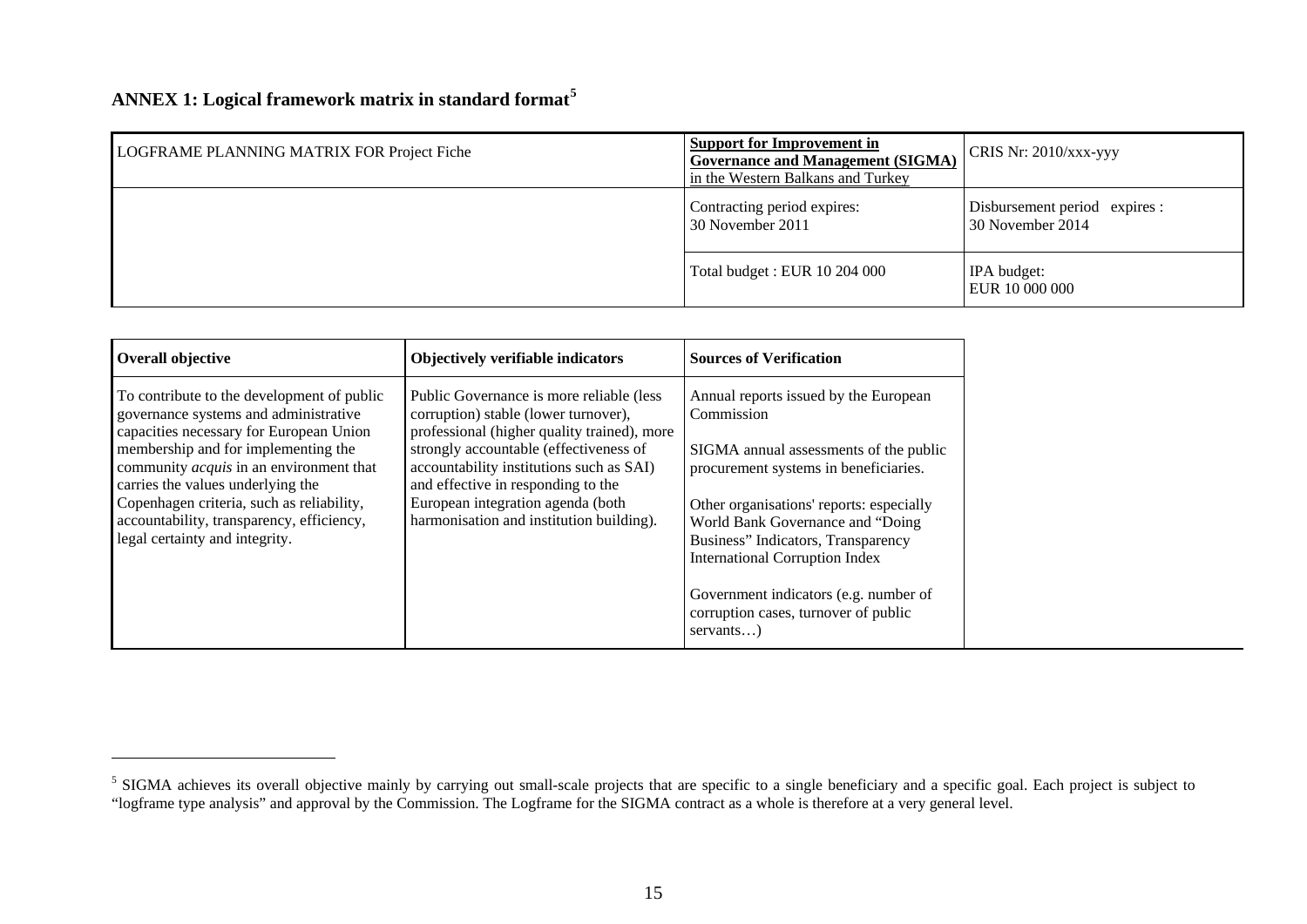## ANNEX 1: Logical framework matrix in standard format[5]

| LOGFRAME PLANNING MATRIX FOR Project Fiche | **Support for Improvement in Governance and Management (SIGMA) in the Western Balkans and Turkey** | CRIS Nr: 2010/xxx-yyy |
|---|---|---|
| | Contracting period expires: 30 November 2011 | Disbursement period expires : 30 November 2014 |
| | Total budget : EUR 10 204 000 | IPA budget: EUR 10 000 000 |

| **Overall objective** | **Objectively verifiable indicators** | **Sources of Verification** |
|---|---|---|
| To contribute to the development of public governance systems and administrative capacities necessary for European Union membership and for implementing the community *acquis* in an environment that carries the values underlying the Copenhagen criteria, such as reliability, accountability, transparency, efficiency, legal certainty and integrity. | Public Governance is more reliable (less corruption) stable (lower turnover), professional (higher quality trained), more strongly accountable (effectiveness of accountability institutions such as SAI) and effective in responding to the European integration agenda (both harmonisation and institution building). | Annual reports issued by the European Commission<br><br>SIGMA annual assessments of the public procurement systems in beneficiaries.<br><br>Other organisations' reports: especially World Bank Governance and "Doing Business" Indicators, Transparency International Corruption Index<br><br>Government indicators (e.g. number of corruption cases, turnover of public servants…) |

[5] SIGMA achieves its overall objective mainly by carrying out small-scale projects that are specific to a single beneficiary and a specific goal. Each project is subject to "logframe type analysis" and approval by the Commission. The Logframe for the SIGMA contract as a whole is therefore at a very general level.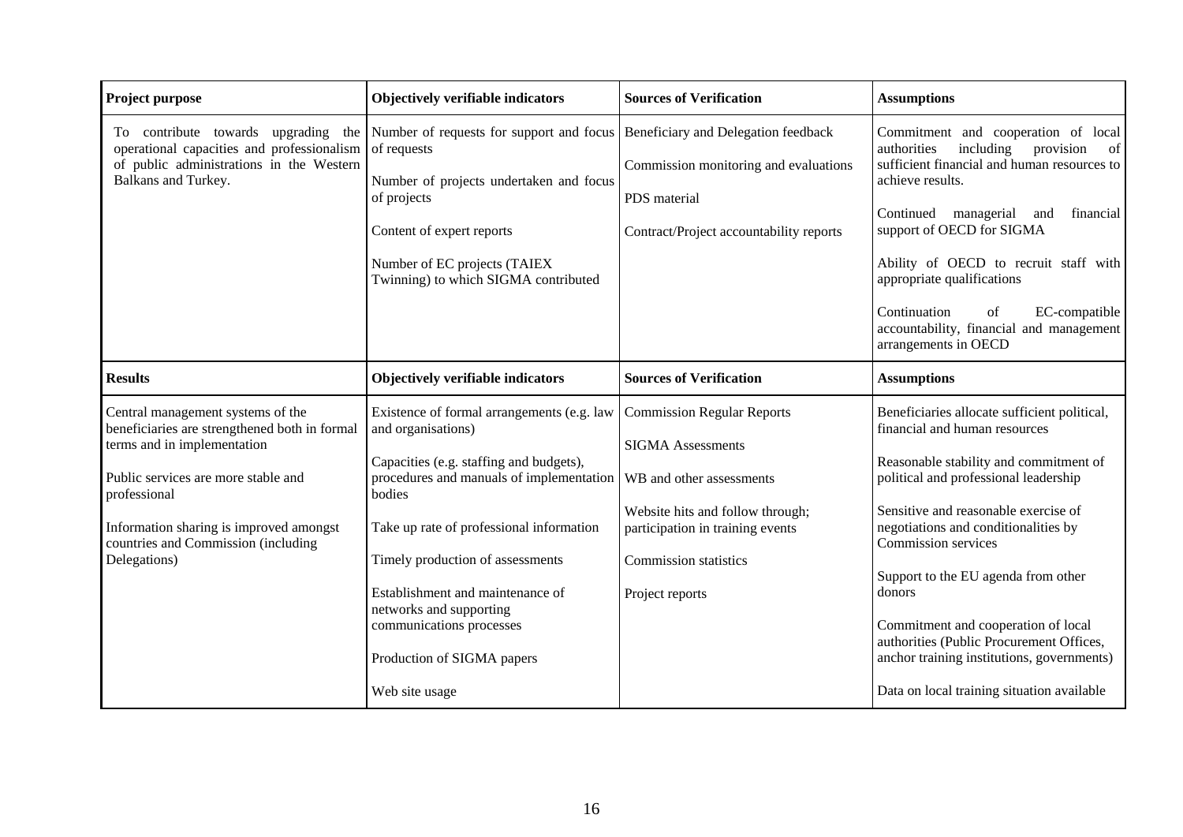| **Project purpose** | **Objectively verifiable indicators** | **Sources of Verification** | **Assumptions** |
|---|---|---|---|
| To contribute towards upgrading the operational capacities and professionalism of public administrations in the Western Balkans and Turkey. | Number of requests for support and focus of requests<br><br>Number of projects undertaken and focus of projects<br><br>Content of expert reports<br><br>Number of EC projects (TAIEX Twinning) to which SIGMA contributed | Beneficiary and Delegation feedback<br><br>Commission monitoring and evaluations<br><br>PDS material<br><br>Contract/Project accountability reports | Commitment and cooperation of local authorities including provision of sufficient financial and human resources to achieve results.<br><br>Continued managerial and financial support of OECD for SIGMA<br><br>Ability of OECD to recruit staff with appropriate qualifications<br><br>Continuation of EC-compatible accountability, financial and management arrangements in OECD |
| **Results** | **Objectively verifiable indicators** | **Sources of Verification** | **Assumptions** |
| Central management systems of the beneficiaries are strengthened both in formal terms and in implementation<br><br>Public services are more stable and professional<br><br>Information sharing is improved amongst countries and Commission (including Delegations) | Existence of formal arrangements (e.g. law and organisations)<br><br>Capacities (e.g. staffing and budgets), procedures and manuals of implementation bodies<br><br>Take up rate of professional information<br><br>Timely production of assessments<br><br>Establishment and maintenance of networks and supporting communications processes<br><br>Production of SIGMA papers<br><br>Web site usage | Commission Regular Reports<br><br>SIGMA Assessments<br><br>WB and other assessments<br><br>Website hits and follow through; participation in training events<br><br>Commission statistics<br><br>Project reports | Beneficiaries allocate sufficient political, financial and human resources<br><br>Reasonable stability and commitment of political and professional leadership<br><br>Sensitive and reasonable exercise of negotiations and conditionalities by Commission services<br><br>Support to the EU agenda from other donors<br><br>Commitment and cooperation of local authorities (Public Procurement Offices, anchor training institutions, governments)<br><br>Data on local training situation available |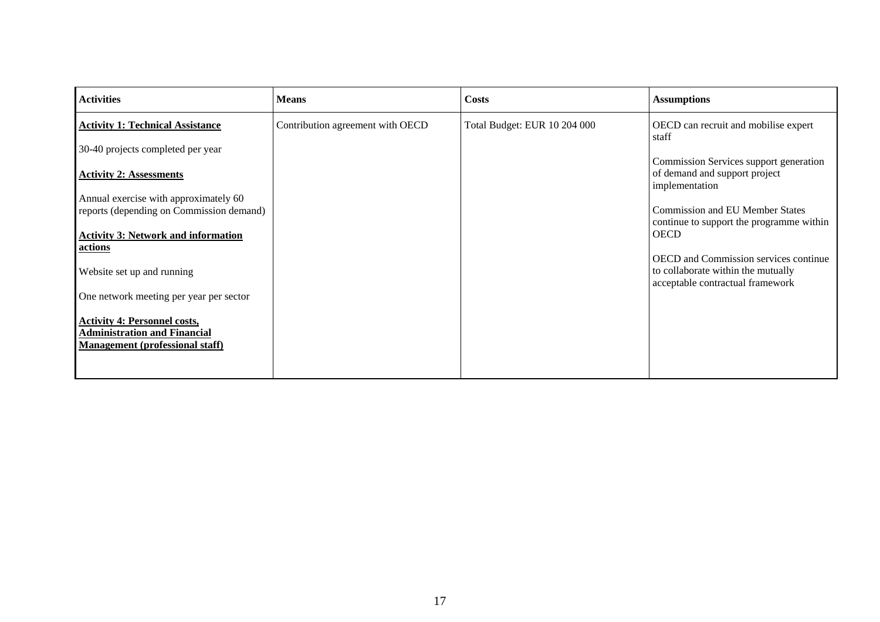| Activities | Means | Costs | Assumptions |
|---|---|---|---|
| **Activity 1: Technical Assistance**<br><br>30-40 projects completed per year<br><br>**Activity 2: Assessments**<br><br>Annual exercise with approximately 60 reports (depending on Commission demand)<br><br>**Activity 3: Network and information actions**<br><br>Website set up and running<br><br>One network meeting per year per sector<br><br>**Activity 4: Personnel costs, Administration and Financial Management (professional staff)** | Contribution agreement with OECD | Total Budget: EUR 10 204 000 | OECD can recruit and mobilise expert staff<br><br>Commission Services support generation of demand and support project implementation<br><br>Commission and EU Member States continue to support the programme within OECD<br><br>OECD and Commission services continue to collaborate within the mutually acceptable contractual framework |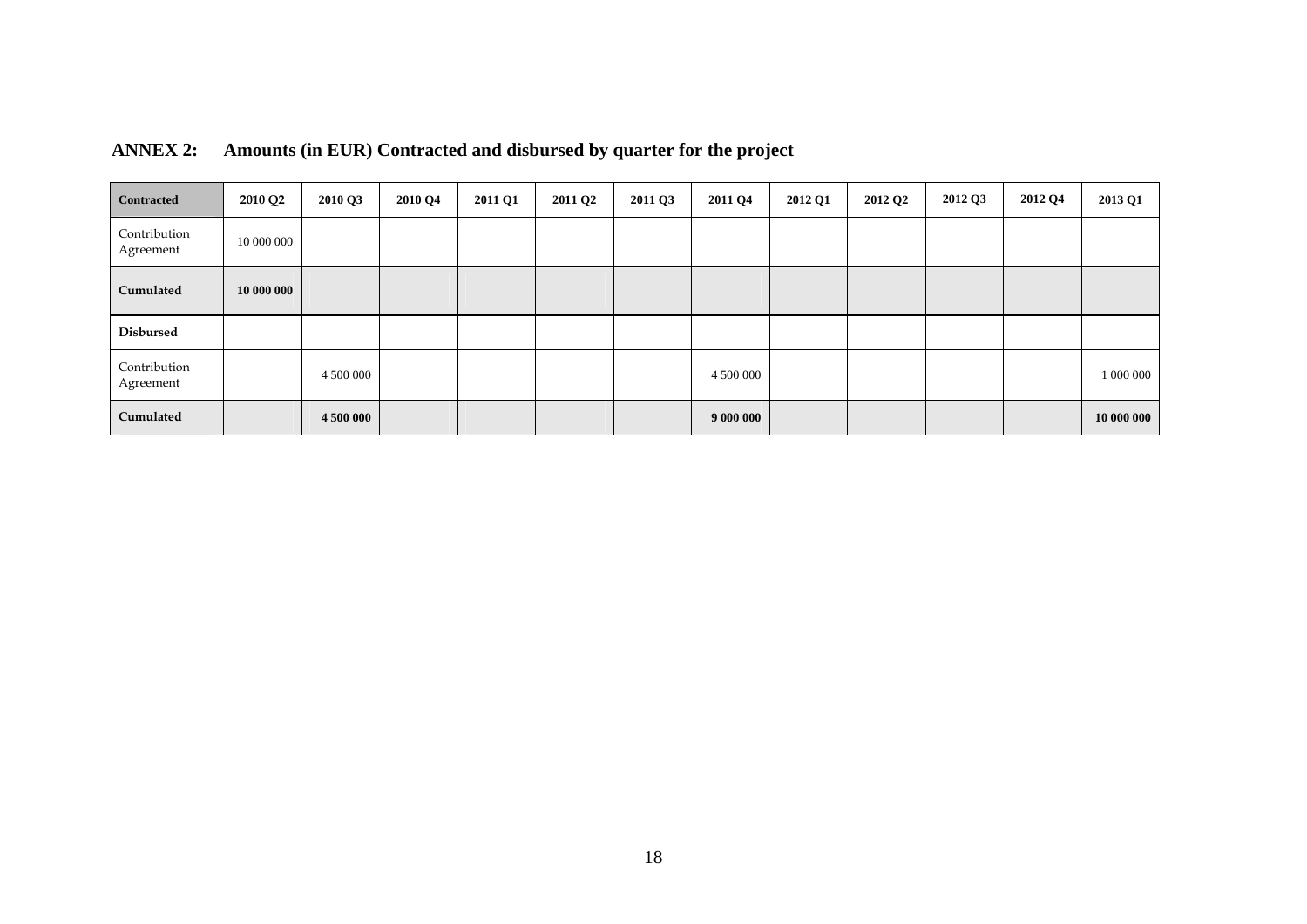## ANNEX 2: Amounts (in EUR) Contracted and disbursed by quarter for the project

| **Contracted** | **2010 Q2** | **2010 Q3** | **2010 Q4** | **2011 Q1** | **2011 Q2** | **2011 Q3** | **2011 Q4** | **2012 Q1** | **2012 Q2** | **2012 Q3** | **2012 Q4** | **2013 Q1** |
|---|---|---|---|---|---|---|---|---|---|---|---|---|
| Contribution Agreement | 10 000 000 | | | | | | | | | | | |
| **Cumulated** | **10 000 000** | | | | | | | | | | | |
| **Disbursed** | | | | | | | | | | | | |
| Contribution Agreement | | 4 500 000 | | | | | 4 500 000 | | | | | 1 000 000 |
| **Cumulated** | | **4 500 000** | | | | | **9 000 000** | | | | | **10 000 000** |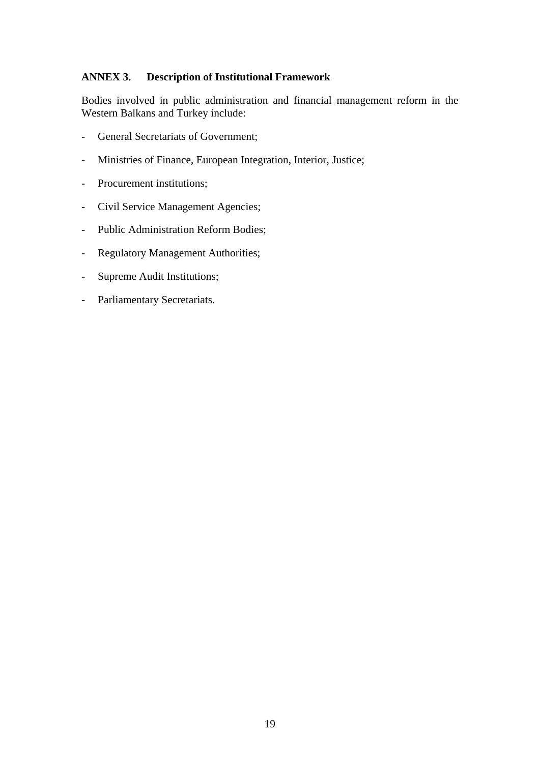## ANNEX 3. Description of Institutional Framework

Bodies involved in public administration and financial management reform in the Western Balkans and Turkey include:

- General Secretariats of Government;
- Ministries of Finance, European Integration, Interior, Justice;
- Procurement institutions;
- Civil Service Management Agencies;
- Public Administration Reform Bodies;
- Regulatory Management Authorities;
- Supreme Audit Institutions;
- Parliamentary Secretariats.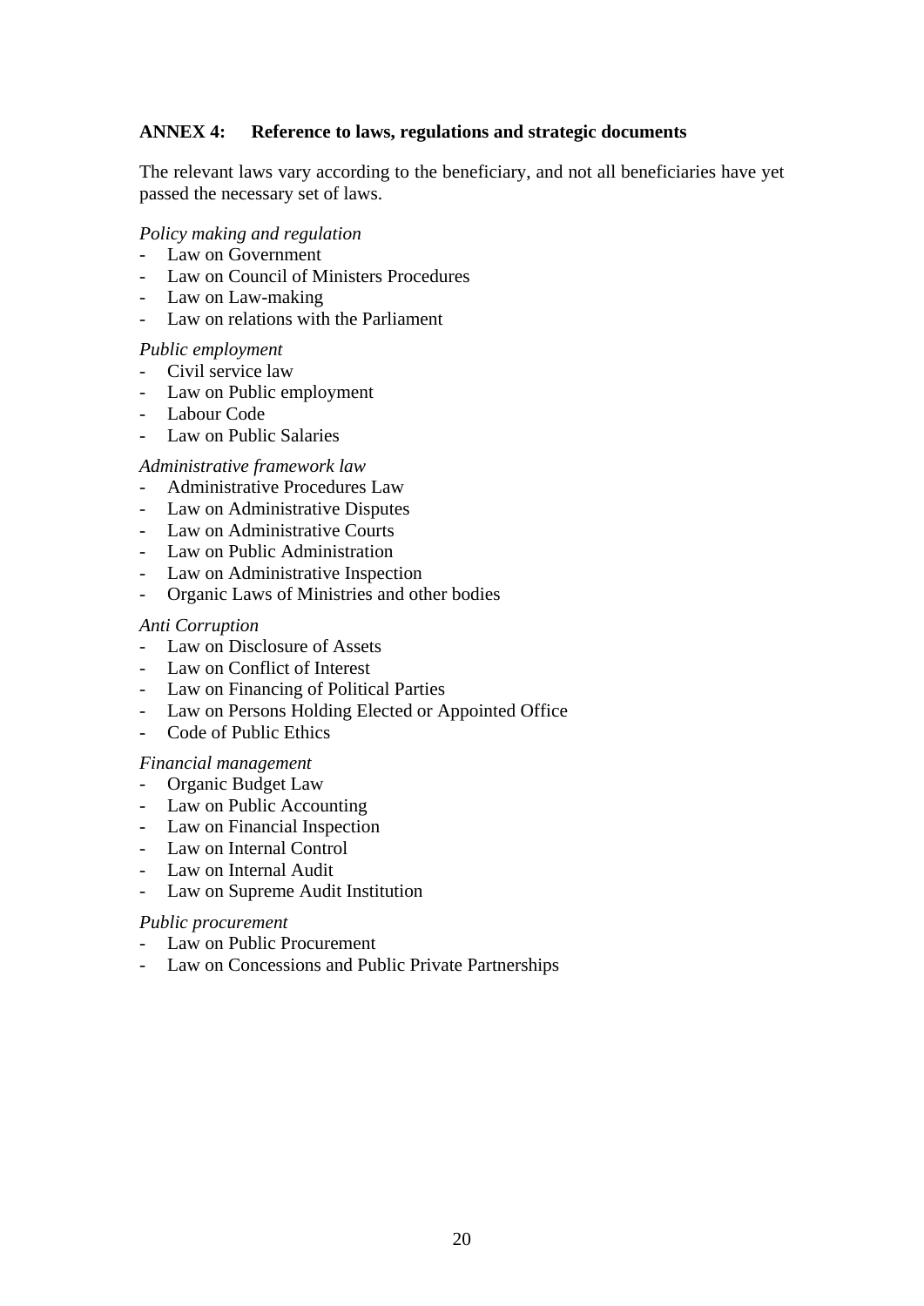## ANNEX 4: Reference to laws, regulations and strategic documents

The relevant laws vary according to the beneficiary, and not all beneficiaries have yet passed the necessary set of laws.

*Policy making and regulation*

- Law on Government
- Law on Council of Ministers Procedures
- Law on Law-making
- Law on relations with the Parliament

*Public employment*

- Civil service law
- Law on Public employment
- Labour Code
- Law on Public Salaries

*Administrative framework law*

- Administrative Procedures Law
- Law on Administrative Disputes
- Law on Administrative Courts
- Law on Public Administration
- Law on Administrative Inspection
- Organic Laws of Ministries and other bodies

*Anti Corruption*

- Law on Disclosure of Assets
- Law on Conflict of Interest
- Law on Financing of Political Parties
- Law on Persons Holding Elected or Appointed Office
- Code of Public Ethics

*Financial management*

- Organic Budget Law
- Law on Public Accounting
- Law on Financial Inspection
- Law on Internal Control
- Law on Internal Audit
- Law on Supreme Audit Institution

*Public procurement*

- Law on Public Procurement
- Law on Concessions and Public Private Partnerships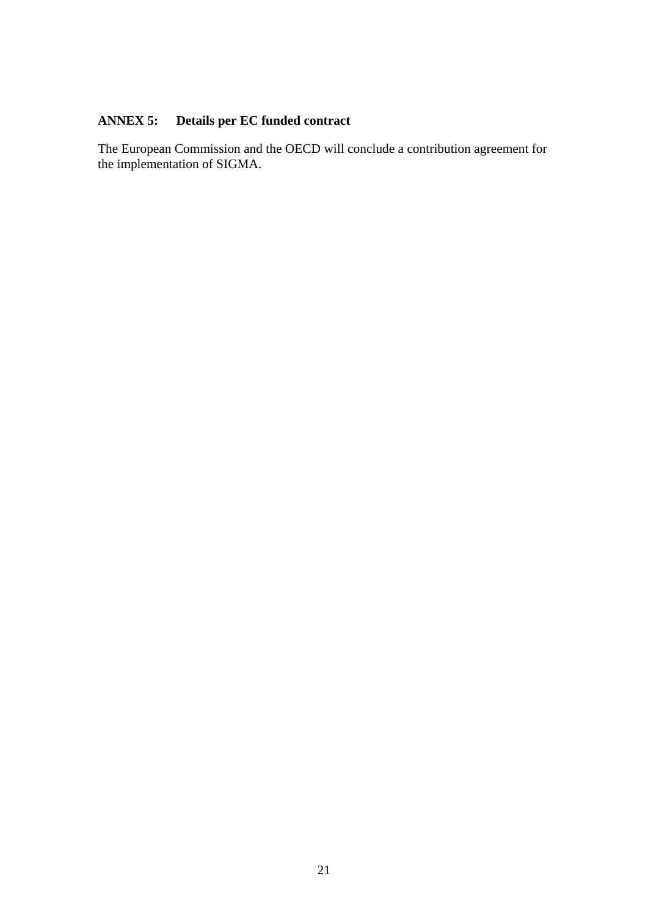## ANNEX 5: Details per EC funded contract

The European Commission and the OECD will conclude a contribution agreement for the implementation of SIGMA.